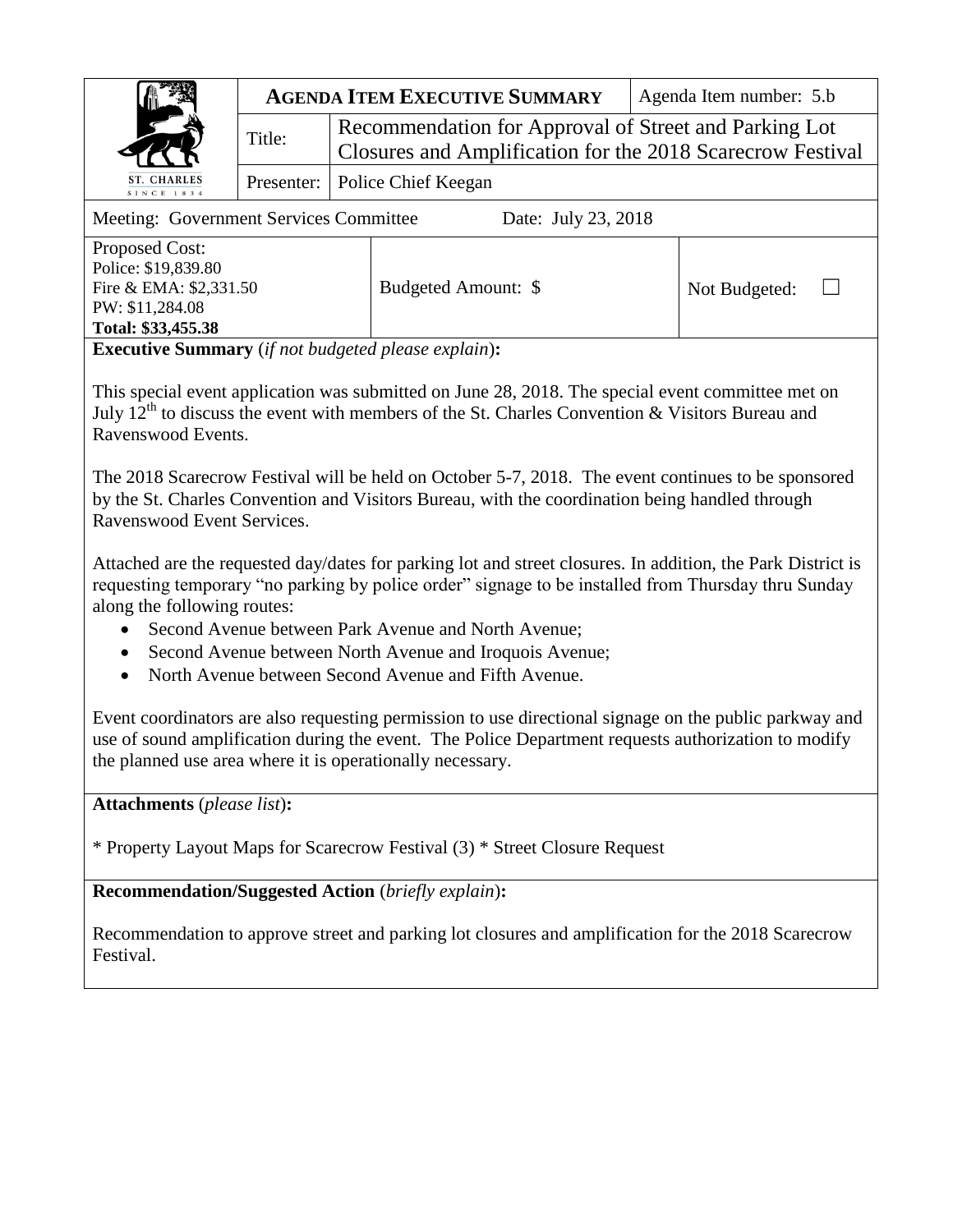| ST. CHARLES SINCE 1834 | **AGENDA ITEM EXECUTIVE SUMMARY** | | Agenda Item number: 5.b |
|---|---|---|---|
| | Title: | Recommendation for Approval of Street and Parking Lot Closures and Amplification for the 2018 Scarecrow Festival | |
| | Presenter: | Police Chief Keegan | |

Meeting: Government Services Committee Date: July 23, 2018

| Proposed Cost:<br>Police: $19,839.80<br>Fire & EMA: $2,331.50<br>PW: $11,284.08<br>**Total: $33,455.38** | Budgeted Amount: $ | Not Budgeted: ☐ |
|---|---|---|

**Executive Summary** (*if not budgeted please explain*)**:**

This special event application was submitted on June 28, 2018. The special event committee met on July 12th to discuss the event with members of the St. Charles Convention & Visitors Bureau and Ravenswood Events.

The 2018 Scarecrow Festival will be held on October 5-7, 2018. The event continues to be sponsored by the St. Charles Convention and Visitors Bureau, with the coordination being handled through Ravenswood Event Services.

Attached are the requested day/dates for parking lot and street closures. In addition, the Park District is requesting temporary "no parking by police order" signage to be installed from Thursday thru Sunday along the following routes:

- Second Avenue between Park Avenue and North Avenue;
- Second Avenue between North Avenue and Iroquois Avenue;
- North Avenue between Second Avenue and Fifth Avenue.

Event coordinators are also requesting permission to use directional signage on the public parkway and use of sound amplification during the event. The Police Department requests authorization to modify the planned use area where it is operationally necessary.

**Attachments** (*please list*)**:**

* Property Layout Maps for Scarecrow Festival (3) * Street Closure Request

**Recommendation/Suggested Action** (*briefly explain*)**:**

Recommendation to approve street and parking lot closures and amplification for the 2018 Scarecrow Festival.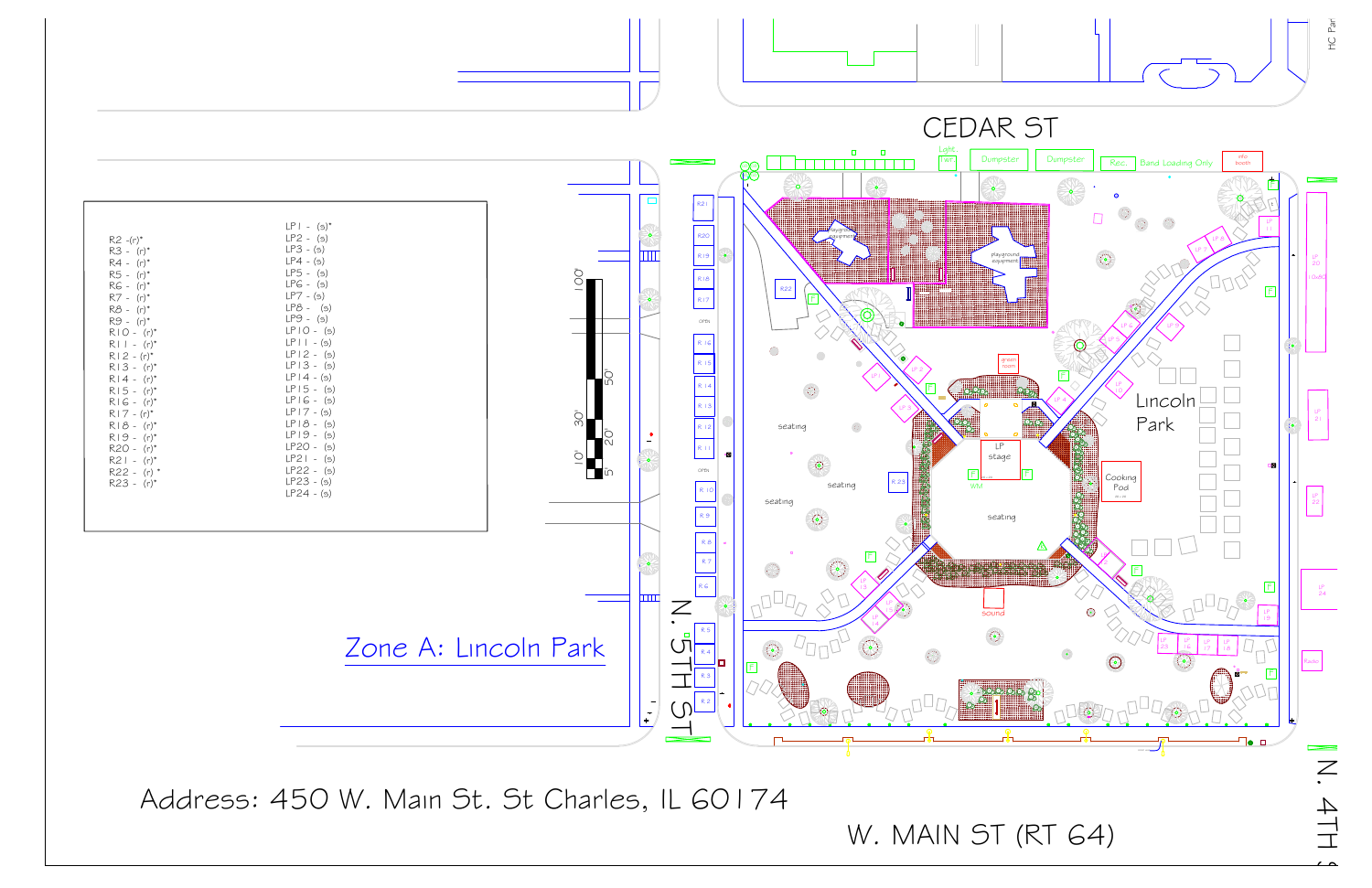# Zone A: Lincoln Park

| | |
|---|---|
| R2 -(r)* | LP1 - (s)* |
| R3 - (r)* | LP2 - (s) |
| R4 - (r)* | LP3 - (s) |
| R5 - (r)* | LP4 - (s) |
| R6 - (r)* | LP5 - (s) |
| R7 - (r)* | LP6 - (s) |
| R8 - (r)* | LP7 - (s) |
| R9 - (r)* | LP8 - (s) |
| R10 - (r)* | LP9 - (s) |
| R11 - (r)* | LP10 - (s) |
| R12 - (r)* | LP11 - (s) |
| R13 - (r)* | LP12 - (s) |
| R14 - (r)* | LP13 - (s) |
| R15 - (r)* | LP14 - (s) |
| R16 - (r)* | LP15 - (s) |
| R17 - (r)* | LP16 - (s) |
| R18 - (r)* | LP17 - (s) |
| R19 - (r)* | LP18 - (s) |
| R20 - (r)* | LP19 - (s) |
| R21 - (r)* | LP20 - (s) |
| R22 - (r)* | LP21 - (s) |
| R23 - (r)* | LP22 - (s) |
| | LP23 - (s) |
| | LP24 - (s) |

CEDAR ST

N. 5TH ST

N. 4TH ST

W. MAIN ST (RT 64)

Lincoln Park

LP stage

Cooking Pod

Dumpster

Dumpster

Rec.

Band Loading Only

Info booth

Light Twr

green room

sound

seating

seating

seating

seating

playground equipment

playground equipment

Address: 450 W. Main St. St Charles, IL 60174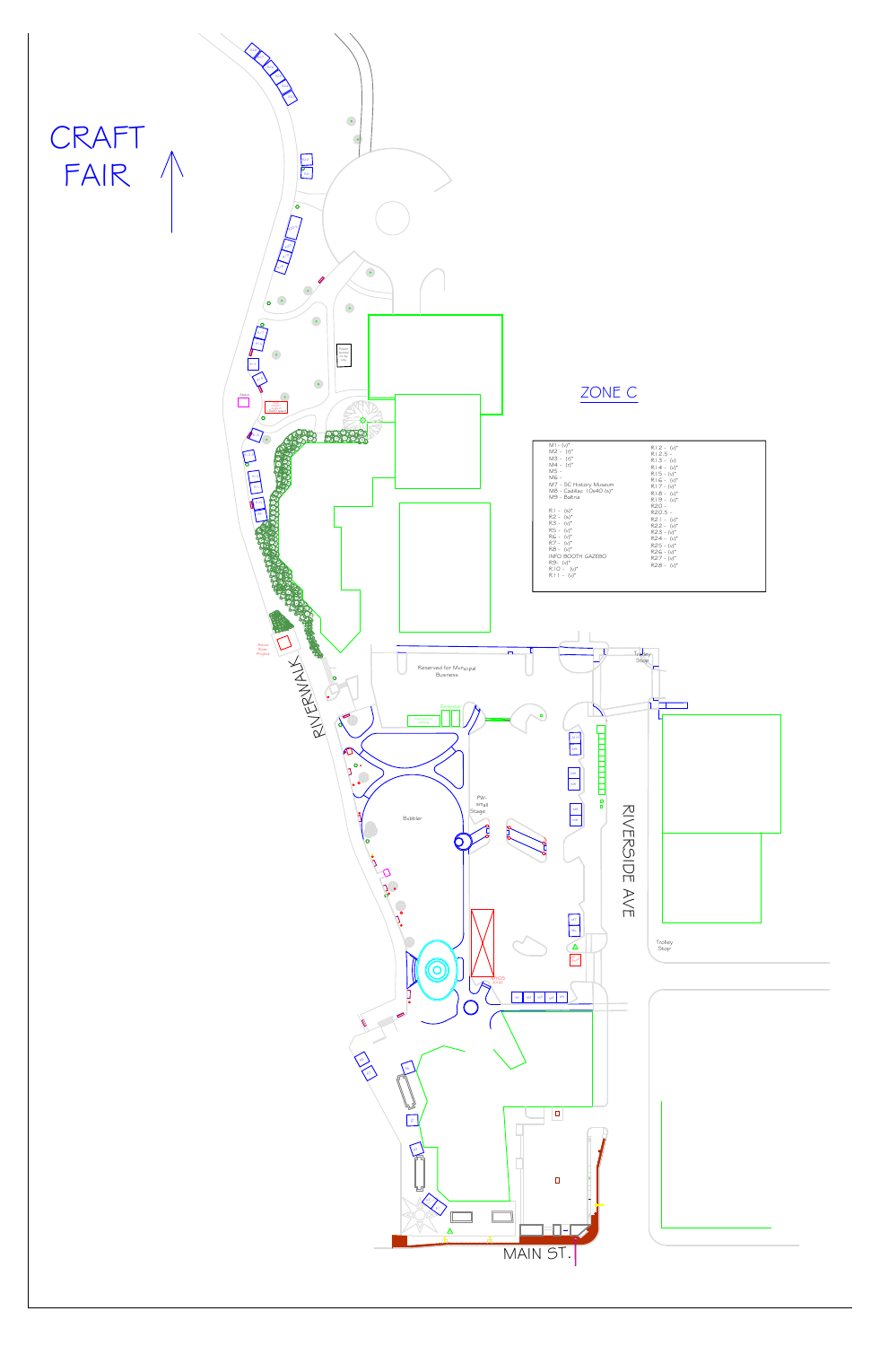# CRAFT FAIR

## ZONE C

M1 - (v)*
M2 - (r)*
M3 - (r)*
M4 - (r)*
M5 -
M6 -
M7 - SC History Museum
M8 - Cadillac 10x40 (s)*
M9 - Baltrus

R1 - (s)*
R2 - (s)*
R3 - (v)*
R5 - (v)*
R6 - (v)*
R7 - (v)*
R8 - (v)*
INFO BOOTH GAZEBO
R9- (v)*
R10 - (v)*
R11 - (v)*

R12 - (v)*
R12.5 -
R13 - (v)
R14 - (v)*
R15 - (v)*
R16 - (v)*
R17 - (v)*
R18 - (v)*
R19 - (v)*
R20 -
R20.5 -
R21 - (v)*
R22 - (v)*
R23 - (v)*
R24 - (v)*
R25 - (v)*
R26 - (v)*
R27 - (v)*
R28 - (v)*

Reserved for Municipal Business

Trolley Stop

PW-Small Stage

Bubbler

RIVERWALK

RIVERSIDE AVE

Trolley Stop

MAIN ST.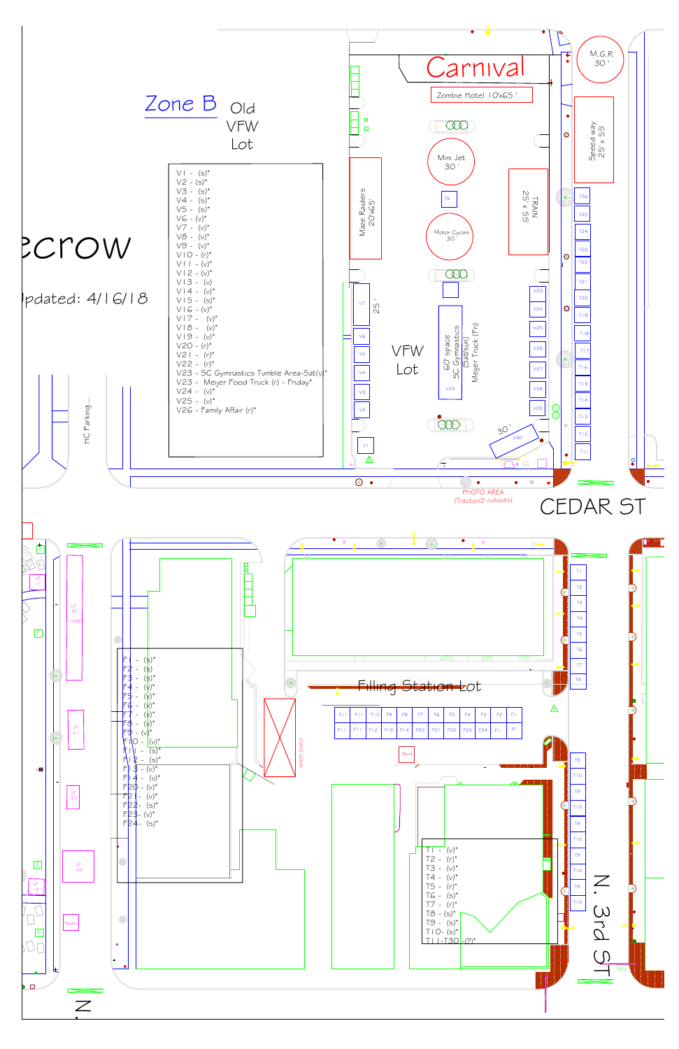## Zone B

Old VFW Lot

ecrow

Updated: 4/16/18

V1 - (s)*
V2 - (s)*
V3 - (s)*
V4 - (s)*
V5 - (s)*
V6 - (v)*
V7 - (v)*
V8 - (v)*
V9 - (v)*
V10 - (r)*
V11 - (v)*
V12 - (v)*
V13 - (v)
V14 - (v)*
V15 - (s)*
V16 - (v)*
V17 - (v)*
V18 - (v)*
V19 - (v)*
V20 - (r)*
V21 - (r)*
V22 - (r)*
V23 - SC Gymnastics Tumble Area-Sat(v)*
V23 - Meijer Food Truck (r) - Friday*
V24 - (v)*
V25 - (v)*
V26 - Family Affair (r)*

Carnival

Zombie Hotel 10'x65 '

M.G.R 30 '

Speed way 25' x 55'

Mini Jet 30 '

Motor Cycles 30 '

TIX

TRAIN 25' x 55'

Maze Raiders 20'x65'

VFW Lot

60' space SC Gymnastics (Sat/sun)

Meijer Truck (Fri)

HC Parking...

PHOTO AREA (Tractor/2 cutouts)

CEDAR ST

Filling Station Lot

MVSD 20X50

Band

Radio

F1 - (s)*
F2 - (s)
F3 - (s)*
F4 - (v)*
F5 - (v)*
F6 - (v)*
F7 - (v)*
F8 - (v)*
F9 - (v)*
F10 - (v)*
F11 - (s)*
F12 - (s)*
F13 - (v)*
F14 - (v)*
F20 - (v)*
F21 - (v)*
F22- (s)*
F23- (v)*
F24- (s)*

T1 - (v)*
T2 - (r)*
T3 - (v)*
T4 - (v)*
T5 - (r)*
T6 - (s)*
T7 - (r)*
T8 - (s)*
T9 - (s)*
T10- (s)*
T11-T30 -(?)*

N. 3rd St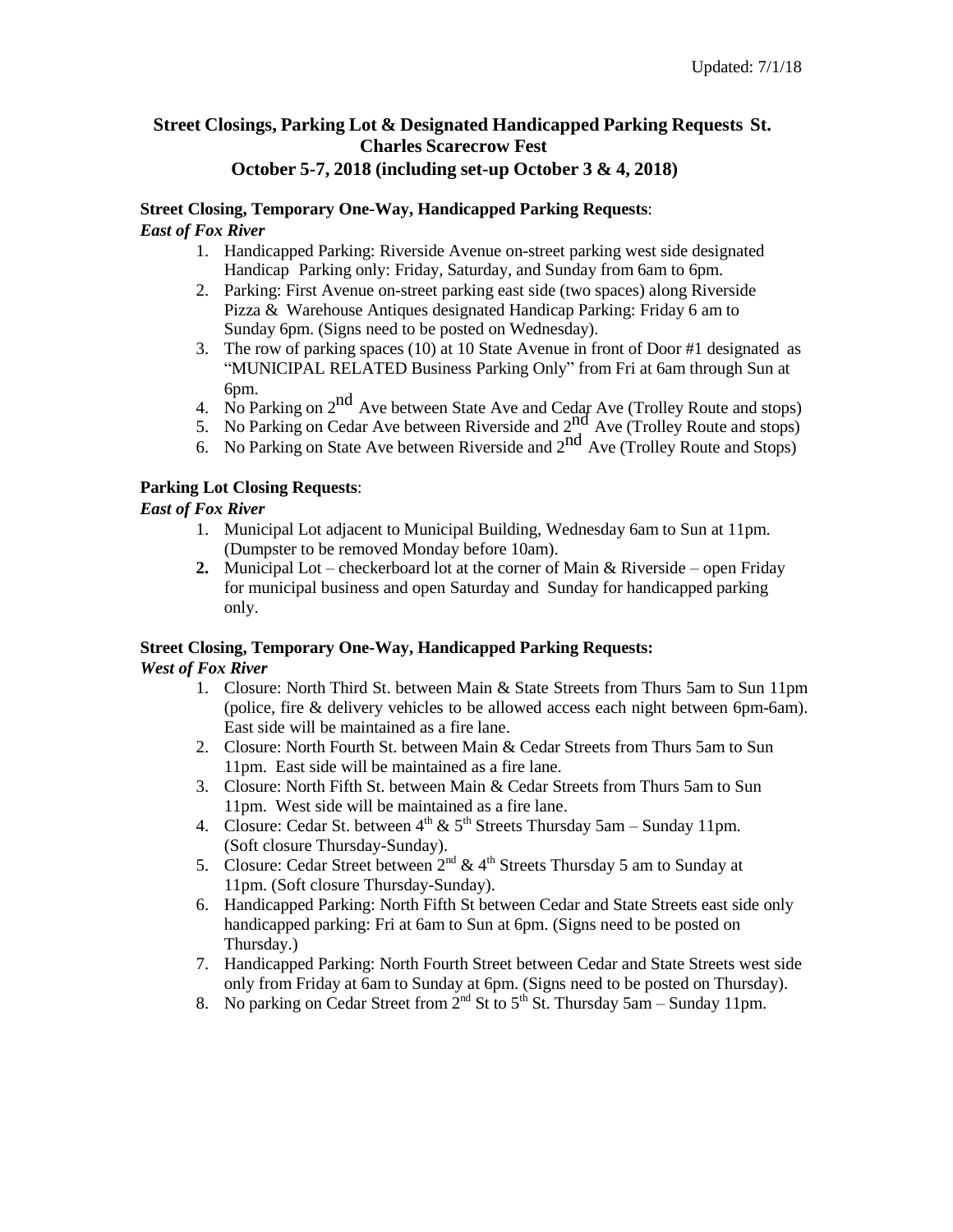Updated: 7/1/18

# Street Closings, Parking Lot & Designated Handicapped Parking Requests St. Charles Scarecrow Fest
## October 5-7, 2018 (including set-up October 3 & 4, 2018)

**Street Closing, Temporary One-Way, Handicapped Parking Requests**:

***East of Fox River***

1. Handicapped Parking: Riverside Avenue on-street parking west side designated Handicap Parking only: Friday, Saturday, and Sunday from 6am to 6pm.
2. Parking: First Avenue on-street parking east side (two spaces) along Riverside Pizza & Warehouse Antiques designated Handicap Parking: Friday 6 am to Sunday 6pm. (Signs need to be posted on Wednesday).
3. The row of parking spaces (10) at 10 State Avenue in front of Door #1 designated as "MUNICIPAL RELATED Business Parking Only" from Fri at 6am through Sun at 6pm.
4. No Parking on 2nd Ave between State Ave and Cedar Ave (Trolley Route and stops)
5. No Parking on Cedar Ave between Riverside and 2nd Ave (Trolley Route and stops)
6. No Parking on State Ave between Riverside and 2nd Ave (Trolley Route and Stops)

**Parking Lot Closing Requests**:

***East of Fox River***

1. Municipal Lot adjacent to Municipal Building, Wednesday 6am to Sun at 11pm. (Dumpster to be removed Monday before 10am).
2. Municipal Lot – checkerboard lot at the corner of Main & Riverside – open Friday for municipal business and open Saturday and Sunday for handicapped parking only.

**Street Closing, Temporary One-Way, Handicapped Parking Requests:**

***West of Fox River***

1. Closure: North Third St. between Main & State Streets from Thurs 5am to Sun 11pm (police, fire & delivery vehicles to be allowed access each night between 6pm-6am). East side will be maintained as a fire lane.
2. Closure: North Fourth St. between Main & Cedar Streets from Thurs 5am to Sun 11pm. East side will be maintained as a fire lane.
3. Closure: North Fifth St. between Main & Cedar Streets from Thurs 5am to Sun 11pm. West side will be maintained as a fire lane.
4. Closure: Cedar St. between 4th & 5th Streets Thursday 5am – Sunday 11pm. (Soft closure Thursday-Sunday).
5. Closure: Cedar Street between 2nd & 4th Streets Thursday 5 am to Sunday at 11pm. (Soft closure Thursday-Sunday).
6. Handicapped Parking: North Fifth St between Cedar and State Streets east side only handicapped parking: Fri at 6am to Sun at 6pm. (Signs need to be posted on Thursday.)
7. Handicapped Parking: North Fourth Street between Cedar and State Streets west side only from Friday at 6am to Sunday at 6pm. (Signs need to be posted on Thursday).
8. No parking on Cedar Street from 2nd St to 5th St. Thursday 5am – Sunday 11pm.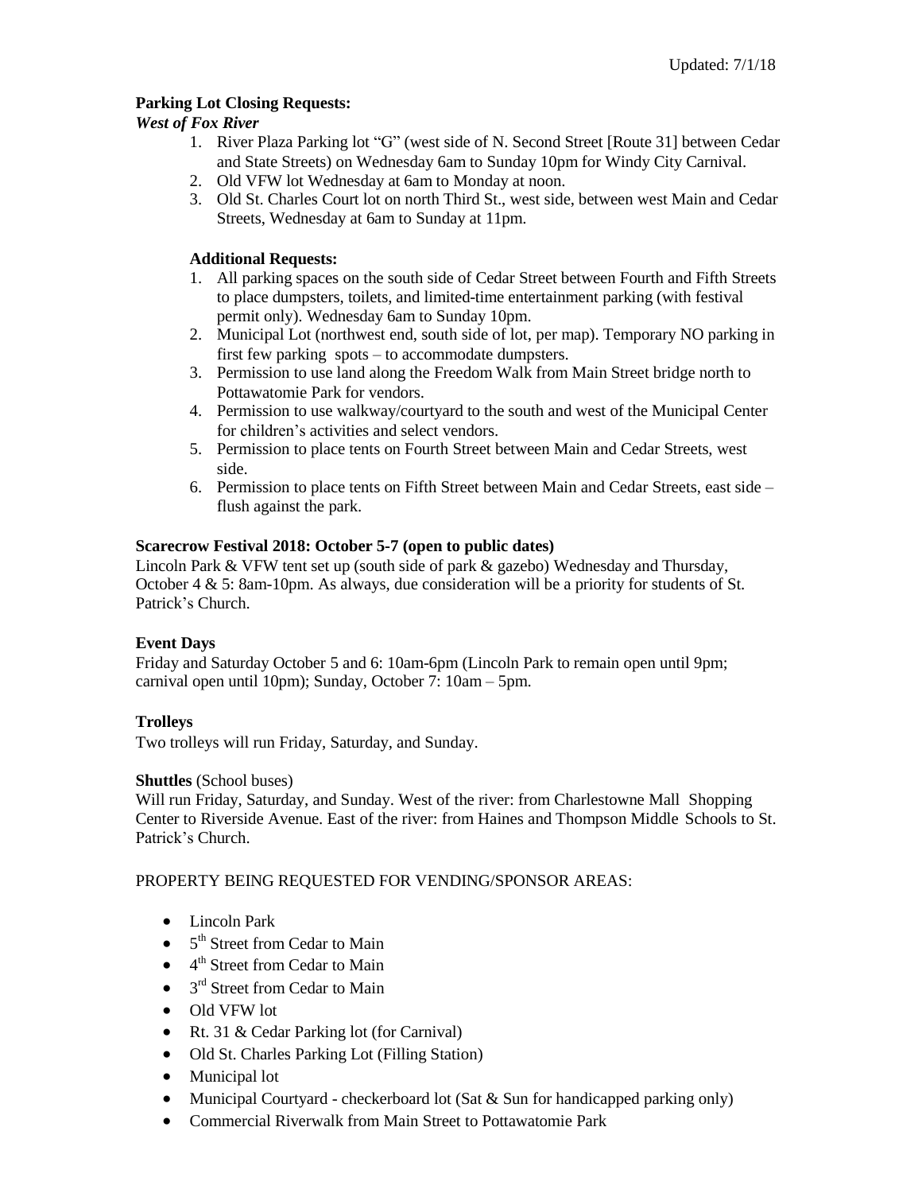Updated: 7/1/18

**Parking Lot Closing Requests:**

***West of Fox River***

1. River Plaza Parking lot "G" (west side of N. Second Street [Route 31] between Cedar and State Streets) on Wednesday 6am to Sunday 10pm for Windy City Carnival.
2. Old VFW lot Wednesday at 6am to Monday at noon.
3. Old St. Charles Court lot on north Third St., west side, between west Main and Cedar Streets, Wednesday at 6am to Sunday at 11pm.

**Additional Requests:**

1. All parking spaces on the south side of Cedar Street between Fourth and Fifth Streets to place dumpsters, toilets, and limited-time entertainment parking (with festival permit only). Wednesday 6am to Sunday 10pm.
2. Municipal Lot (northwest end, south side of lot, per map). Temporary NO parking in first few parking spots – to accommodate dumpsters.
3. Permission to use land along the Freedom Walk from Main Street bridge north to Pottawatomie Park for vendors.
4. Permission to use walkway/courtyard to the south and west of the Municipal Center for children's activities and select vendors.
5. Permission to place tents on Fourth Street between Main and Cedar Streets, west side.
6. Permission to place tents on Fifth Street between Main and Cedar Streets, east side – flush against the park.

**Scarecrow Festival 2018: October 5-7 (open to public dates)**

Lincoln Park & VFW tent set up (south side of park & gazebo) Wednesday and Thursday, October 4 & 5: 8am-10pm. As always, due consideration will be a priority for students of St. Patrick's Church.

**Event Days**

Friday and Saturday October 5 and 6: 10am-6pm (Lincoln Park to remain open until 9pm; carnival open until 10pm); Sunday, October 7: 10am – 5pm.

**Trolleys**

Two trolleys will run Friday, Saturday, and Sunday.

**Shuttles** (School buses)

Will run Friday, Saturday, and Sunday. West of the river: from Charlestowne Mall Shopping Center to Riverside Avenue. East of the river: from Haines and Thompson Middle Schools to St. Patrick's Church.

PROPERTY BEING REQUESTED FOR VENDING/SPONSOR AREAS:

- Lincoln Park
- 5th Street from Cedar to Main
- 4th Street from Cedar to Main
- 3rd Street from Cedar to Main
- Old VFW lot
- Rt. 31 & Cedar Parking lot (for Carnival)
- Old St. Charles Parking Lot (Filling Station)
- Municipal lot
- Municipal Courtyard - checkerboard lot (Sat & Sun for handicapped parking only)
- Commercial Riverwalk from Main Street to Pottawatomie Park